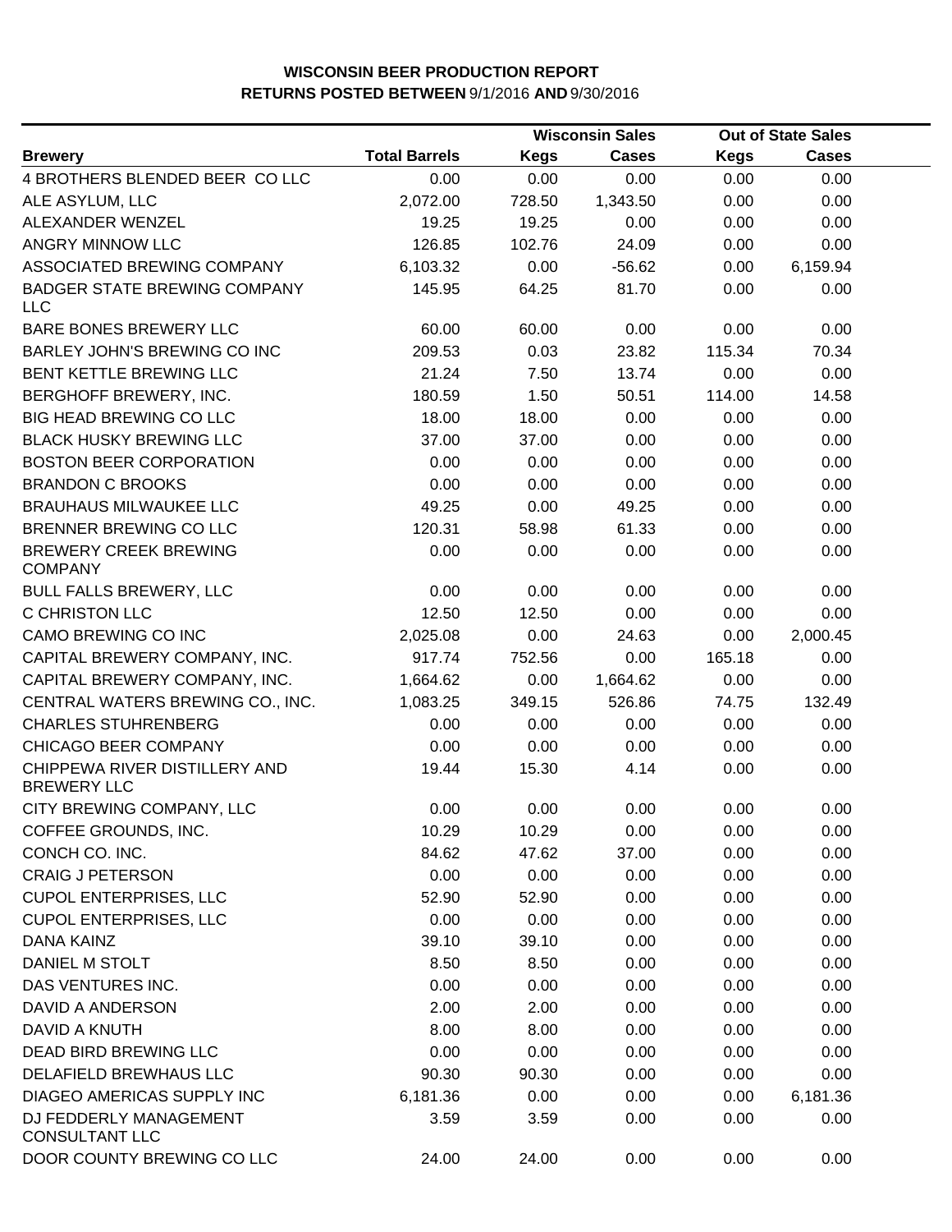**WISCONSIN BEER PRODUCTION REPORT**
**RETURNS POSTED BETWEEN 9/1/2016 AND 9/30/2016**

| Brewery | Total Barrels | Wisconsin Sales | | Out of State Sales | |
|---|---|---|---|---|---|
| | | Kegs | Cases | Kegs | Cases |
| 4 BROTHERS BLENDED BEER CO LLC | 0.00 | 0.00 | 0.00 | 0.00 | 0.00 |
| ALE ASYLUM, LLC | 2,072.00 | 728.50 | 1,343.50 | 0.00 | 0.00 |
| ALEXANDER WENZEL | 19.25 | 19.25 | 0.00 | 0.00 | 0.00 |
| ANGRY MINNOW LLC | 126.85 | 102.76 | 24.09 | 0.00 | 0.00 |
| ASSOCIATED BREWING COMPANY | 6,103.32 | 0.00 | -56.62 | 0.00 | 6,159.94 |
| BADGER STATE BREWING COMPANY LLC | 145.95 | 64.25 | 81.70 | 0.00 | 0.00 |
| BARE BONES BREWERY LLC | 60.00 | 60.00 | 0.00 | 0.00 | 0.00 |
| BARLEY JOHN'S BREWING CO INC | 209.53 | 0.03 | 23.82 | 115.34 | 70.34 |
| BENT KETTLE BREWING LLC | 21.24 | 7.50 | 13.74 | 0.00 | 0.00 |
| BERGHOFF BREWERY, INC. | 180.59 | 1.50 | 50.51 | 114.00 | 14.58 |
| BIG HEAD BREWING CO LLC | 18.00 | 18.00 | 0.00 | 0.00 | 0.00 |
| BLACK HUSKY BREWING LLC | 37.00 | 37.00 | 0.00 | 0.00 | 0.00 |
| BOSTON BEER CORPORATION | 0.00 | 0.00 | 0.00 | 0.00 | 0.00 |
| BRANDON C BROOKS | 0.00 | 0.00 | 0.00 | 0.00 | 0.00 |
| BRAUHAUS MILWAUKEE LLC | 49.25 | 0.00 | 49.25 | 0.00 | 0.00 |
| BRENNER BREWING CO LLC | 120.31 | 58.98 | 61.33 | 0.00 | 0.00 |
| BREWERY CREEK BREWING COMPANY | 0.00 | 0.00 | 0.00 | 0.00 | 0.00 |
| BULL FALLS BREWERY, LLC | 0.00 | 0.00 | 0.00 | 0.00 | 0.00 |
| C CHRISTON LLC | 12.50 | 12.50 | 0.00 | 0.00 | 0.00 |
| CAMO BREWING CO INC | 2,025.08 | 0.00 | 24.63 | 0.00 | 2,000.45 |
| CAPITAL BREWERY COMPANY, INC. | 917.74 | 752.56 | 0.00 | 165.18 | 0.00 |
| CAPITAL BREWERY COMPANY, INC. | 1,664.62 | 0.00 | 1,664.62 | 0.00 | 0.00 |
| CENTRAL WATERS BREWING CO., INC. | 1,083.25 | 349.15 | 526.86 | 74.75 | 132.49 |
| CHARLES STUHRENBERG | 0.00 | 0.00 | 0.00 | 0.00 | 0.00 |
| CHICAGO BEER COMPANY | 0.00 | 0.00 | 0.00 | 0.00 | 0.00 |
| CHIPPEWA RIVER DISTILLERY AND BREWERY LLC | 19.44 | 15.30 | 4.14 | 0.00 | 0.00 |
| CITY BREWING COMPANY, LLC | 0.00 | 0.00 | 0.00 | 0.00 | 0.00 |
| COFFEE GROUNDS, INC. | 10.29 | 10.29 | 0.00 | 0.00 | 0.00 |
| CONCH CO. INC. | 84.62 | 47.62 | 37.00 | 0.00 | 0.00 |
| CRAIG J PETERSON | 0.00 | 0.00 | 0.00 | 0.00 | 0.00 |
| CUPOL ENTERPRISES, LLC | 52.90 | 52.90 | 0.00 | 0.00 | 0.00 |
| CUPOL ENTERPRISES, LLC | 0.00 | 0.00 | 0.00 | 0.00 | 0.00 |
| DANA KAINZ | 39.10 | 39.10 | 0.00 | 0.00 | 0.00 |
| DANIEL M STOLT | 8.50 | 8.50 | 0.00 | 0.00 | 0.00 |
| DAS VENTURES INC. | 0.00 | 0.00 | 0.00 | 0.00 | 0.00 |
| DAVID A ANDERSON | 2.00 | 2.00 | 0.00 | 0.00 | 0.00 |
| DAVID A KNUTH | 8.00 | 8.00 | 0.00 | 0.00 | 0.00 |
| DEAD BIRD BREWING LLC | 0.00 | 0.00 | 0.00 | 0.00 | 0.00 |
| DELAFIELD BREWHAUS LLC | 90.30 | 90.30 | 0.00 | 0.00 | 0.00 |
| DIAGEO AMERICAS SUPPLY INC | 6,181.36 | 0.00 | 0.00 | 0.00 | 6,181.36 |
| DJ FEDDERLY MANAGEMENT CONSULTANT LLC | 3.59 | 3.59 | 0.00 | 0.00 | 0.00 |
| DOOR COUNTY BREWING CO LLC | 24.00 | 24.00 | 0.00 | 0.00 | 0.00 |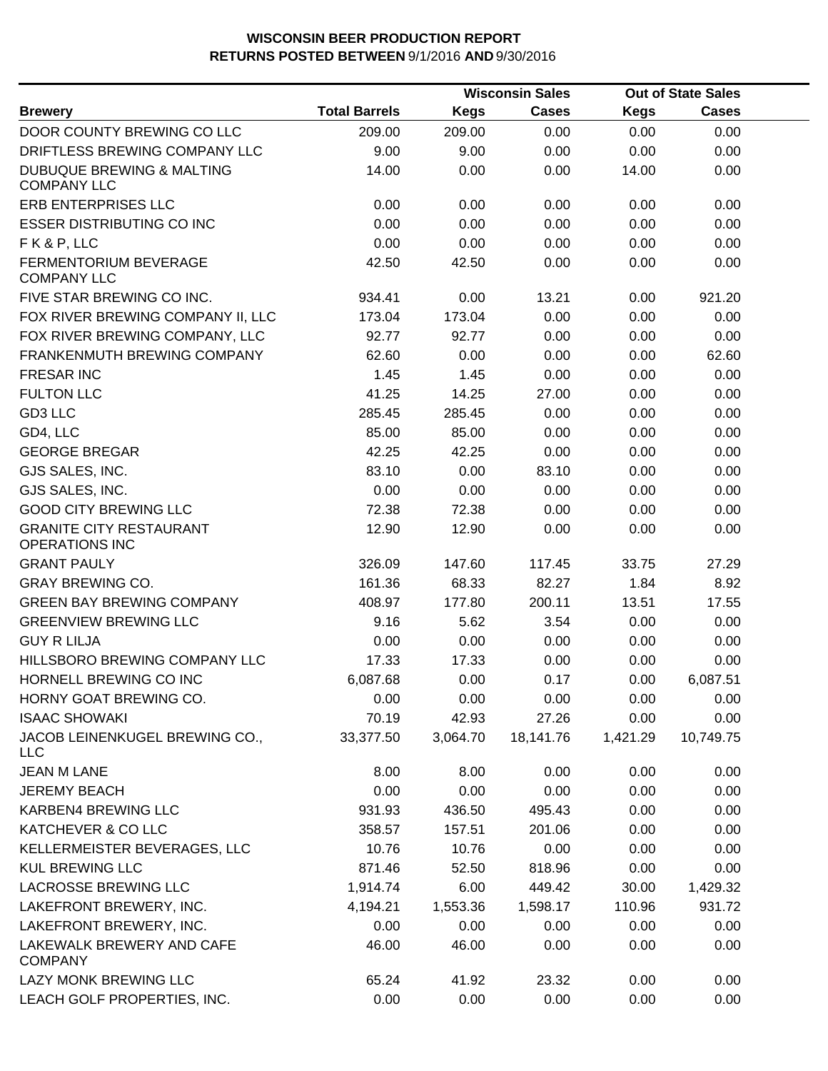**WISCONSIN BEER PRODUCTION REPORT**
**RETURNS POSTED BETWEEN** 9/1/2016 **AND** 9/30/2016

| Brewery | Total Barrels | Wisconsin Sales | | Out of State Sales | |
|---|---|---|---|---|---|
| | | Kegs | Cases | Kegs | Cases |
| DOOR COUNTY BREWING CO LLC | 209.00 | 209.00 | 0.00 | 0.00 | 0.00 |
| DRIFTLESS BREWING COMPANY LLC | 9.00 | 9.00 | 0.00 | 0.00 | 0.00 |
| DUBUQUE BREWING & MALTING COMPANY LLC | 14.00 | 0.00 | 0.00 | 14.00 | 0.00 |
| ERB ENTERPRISES LLC | 0.00 | 0.00 | 0.00 | 0.00 | 0.00 |
| ESSER DISTRIBUTING CO INC | 0.00 | 0.00 | 0.00 | 0.00 | 0.00 |
| F K & P, LLC | 0.00 | 0.00 | 0.00 | 0.00 | 0.00 |
| FERMENTORIUM BEVERAGE COMPANY LLC | 42.50 | 42.50 | 0.00 | 0.00 | 0.00 |
| FIVE STAR BREWING CO INC. | 934.41 | 0.00 | 13.21 | 0.00 | 921.20 |
| FOX RIVER BREWING COMPANY II, LLC | 173.04 | 173.04 | 0.00 | 0.00 | 0.00 |
| FOX RIVER BREWING COMPANY, LLC | 92.77 | 92.77 | 0.00 | 0.00 | 0.00 |
| FRANKENMUTH BREWING COMPANY | 62.60 | 0.00 | 0.00 | 0.00 | 62.60 |
| FRESAR INC | 1.45 | 1.45 | 0.00 | 0.00 | 0.00 |
| FULTON LLC | 41.25 | 14.25 | 27.00 | 0.00 | 0.00 |
| GD3 LLC | 285.45 | 285.45 | 0.00 | 0.00 | 0.00 |
| GD4, LLC | 85.00 | 85.00 | 0.00 | 0.00 | 0.00 |
| GEORGE BREGAR | 42.25 | 42.25 | 0.00 | 0.00 | 0.00 |
| GJS SALES, INC. | 83.10 | 0.00 | 83.10 | 0.00 | 0.00 |
| GJS SALES, INC. | 0.00 | 0.00 | 0.00 | 0.00 | 0.00 |
| GOOD CITY BREWING LLC | 72.38 | 72.38 | 0.00 | 0.00 | 0.00 |
| GRANITE CITY RESTAURANT OPERATIONS INC | 12.90 | 12.90 | 0.00 | 0.00 | 0.00 |
| GRANT PAULY | 326.09 | 147.60 | 117.45 | 33.75 | 27.29 |
| GRAY BREWING CO. | 161.36 | 68.33 | 82.27 | 1.84 | 8.92 |
| GREEN BAY BREWING COMPANY | 408.97 | 177.80 | 200.11 | 13.51 | 17.55 |
| GREENVIEW BREWING LLC | 9.16 | 5.62 | 3.54 | 0.00 | 0.00 |
| GUY R LILJA | 0.00 | 0.00 | 0.00 | 0.00 | 0.00 |
| HILLSBORO BREWING COMPANY LLC | 17.33 | 17.33 | 0.00 | 0.00 | 0.00 |
| HORNELL BREWING CO INC | 6,087.68 | 0.00 | 0.17 | 0.00 | 6,087.51 |
| HORNY GOAT BREWING CO. | 0.00 | 0.00 | 0.00 | 0.00 | 0.00 |
| ISAAC SHOWAKI | 70.19 | 42.93 | 27.26 | 0.00 | 0.00 |
| JACOB LEINENKUGEL BREWING CO., LLC | 33,377.50 | 3,064.70 | 18,141.76 | 1,421.29 | 10,749.75 |
| JEAN M LANE | 8.00 | 8.00 | 0.00 | 0.00 | 0.00 |
| JEREMY BEACH | 0.00 | 0.00 | 0.00 | 0.00 | 0.00 |
| KARBEN4 BREWING LLC | 931.93 | 436.50 | 495.43 | 0.00 | 0.00 |
| KATCHEVER & CO LLC | 358.57 | 157.51 | 201.06 | 0.00 | 0.00 |
| KELLERMEISTER BEVERAGES, LLC | 10.76 | 10.76 | 0.00 | 0.00 | 0.00 |
| KUL BREWING LLC | 871.46 | 52.50 | 818.96 | 0.00 | 0.00 |
| LACROSSE BREWING LLC | 1,914.74 | 6.00 | 449.42 | 30.00 | 1,429.32 |
| LAKEFRONT BREWERY, INC. | 4,194.21 | 1,553.36 | 1,598.17 | 110.96 | 931.72 |
| LAKEFRONT BREWERY, INC. | 0.00 | 0.00 | 0.00 | 0.00 | 0.00 |
| LAKEWALK BREWERY AND CAFE COMPANY | 46.00 | 46.00 | 0.00 | 0.00 | 0.00 |
| LAZY MONK BREWING LLC | 65.24 | 41.92 | 23.32 | 0.00 | 0.00 |
| LEACH GOLF PROPERTIES, INC. | 0.00 | 0.00 | 0.00 | 0.00 | 0.00 |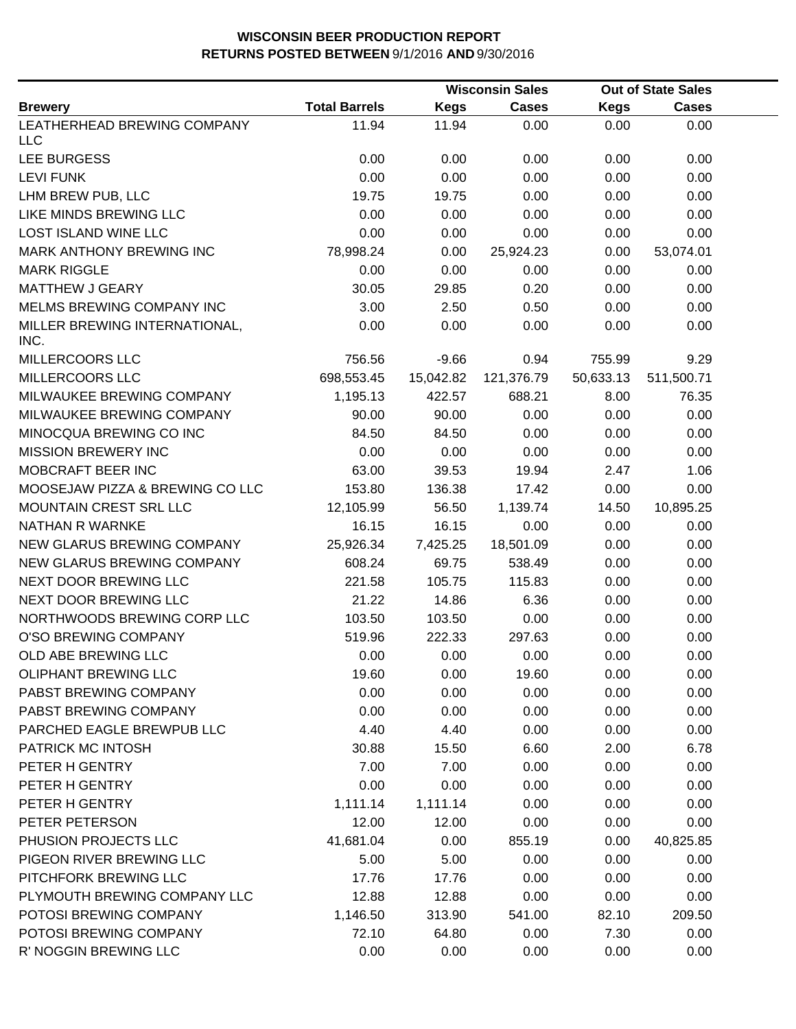**WISCONSIN BEER PRODUCTION REPORT**
**RETURNS POSTED BETWEEN** 9/1/2016 **AND** 9/30/2016

| Brewery | Total Barrels | Wisconsin Sales Kegs | Wisconsin Sales Cases | Out of State Sales Kegs | Out of State Sales Cases |
|---|---|---|---|---|---|
| LEATHERHEAD BREWING COMPANY LLC | 11.94 | 11.94 | 0.00 | 0.00 | 0.00 |
| LEE BURGESS | 0.00 | 0.00 | 0.00 | 0.00 | 0.00 |
| LEVI FUNK | 0.00 | 0.00 | 0.00 | 0.00 | 0.00 |
| LHM BREW PUB, LLC | 19.75 | 19.75 | 0.00 | 0.00 | 0.00 |
| LIKE MINDS BREWING LLC | 0.00 | 0.00 | 0.00 | 0.00 | 0.00 |
| LOST ISLAND WINE LLC | 0.00 | 0.00 | 0.00 | 0.00 | 0.00 |
| MARK ANTHONY BREWING INC | 78,998.24 | 0.00 | 25,924.23 | 0.00 | 53,074.01 |
| MARK RIGGLE | 0.00 | 0.00 | 0.00 | 0.00 | 0.00 |
| MATTHEW J GEARY | 30.05 | 29.85 | 0.20 | 0.00 | 0.00 |
| MELMS BREWING COMPANY INC | 3.00 | 2.50 | 0.50 | 0.00 | 0.00 |
| MILLER BREWING INTERNATIONAL, INC. | 0.00 | 0.00 | 0.00 | 0.00 | 0.00 |
| MILLERCOORS LLC | 756.56 | -9.66 | 0.94 | 755.99 | 9.29 |
| MILLERCOORS LLC | 698,553.45 | 15,042.82 | 121,376.79 | 50,633.13 | 511,500.71 |
| MILWAUKEE BREWING COMPANY | 1,195.13 | 422.57 | 688.21 | 8.00 | 76.35 |
| MILWAUKEE BREWING COMPANY | 90.00 | 90.00 | 0.00 | 0.00 | 0.00 |
| MINOCQUA BREWING CO INC | 84.50 | 84.50 | 0.00 | 0.00 | 0.00 |
| MISSION BREWERY INC | 0.00 | 0.00 | 0.00 | 0.00 | 0.00 |
| MOBCRAFT BEER INC | 63.00 | 39.53 | 19.94 | 2.47 | 1.06 |
| MOOSEJAW PIZZA & BREWING CO LLC | 153.80 | 136.38 | 17.42 | 0.00 | 0.00 |
| MOUNTAIN CREST SRL LLC | 12,105.99 | 56.50 | 1,139.74 | 14.50 | 10,895.25 |
| NATHAN R WARNKE | 16.15 | 16.15 | 0.00 | 0.00 | 0.00 |
| NEW GLARUS BREWING COMPANY | 25,926.34 | 7,425.25 | 18,501.09 | 0.00 | 0.00 |
| NEW GLARUS BREWING COMPANY | 608.24 | 69.75 | 538.49 | 0.00 | 0.00 |
| NEXT DOOR BREWING LLC | 221.58 | 105.75 | 115.83 | 0.00 | 0.00 |
| NEXT DOOR BREWING LLC | 21.22 | 14.86 | 6.36 | 0.00 | 0.00 |
| NORTHWOODS BREWING CORP LLC | 103.50 | 103.50 | 0.00 | 0.00 | 0.00 |
| O'SO BREWING COMPANY | 519.96 | 222.33 | 297.63 | 0.00 | 0.00 |
| OLD ABE BREWING LLC | 0.00 | 0.00 | 0.00 | 0.00 | 0.00 |
| OLIPHANT BREWING LLC | 19.60 | 0.00 | 19.60 | 0.00 | 0.00 |
| PABST BREWING COMPANY | 0.00 | 0.00 | 0.00 | 0.00 | 0.00 |
| PABST BREWING COMPANY | 0.00 | 0.00 | 0.00 | 0.00 | 0.00 |
| PARCHED EAGLE BREWPUB LLC | 4.40 | 4.40 | 0.00 | 0.00 | 0.00 |
| PATRICK MC INTOSH | 30.88 | 15.50 | 6.60 | 2.00 | 6.78 |
| PETER H GENTRY | 7.00 | 7.00 | 0.00 | 0.00 | 0.00 |
| PETER H GENTRY | 0.00 | 0.00 | 0.00 | 0.00 | 0.00 |
| PETER H GENTRY | 1,111.14 | 1,111.14 | 0.00 | 0.00 | 0.00 |
| PETER PETERSON | 12.00 | 12.00 | 0.00 | 0.00 | 0.00 |
| PHUSION PROJECTS LLC | 41,681.04 | 0.00 | 855.19 | 0.00 | 40,825.85 |
| PIGEON RIVER BREWING LLC | 5.00 | 5.00 | 0.00 | 0.00 | 0.00 |
| PITCHFORK BREWING LLC | 17.76 | 17.76 | 0.00 | 0.00 | 0.00 |
| PLYMOUTH BREWING COMPANY LLC | 12.88 | 12.88 | 0.00 | 0.00 | 0.00 |
| POTOSI BREWING COMPANY | 1,146.50 | 313.90 | 541.00 | 82.10 | 209.50 |
| POTOSI BREWING COMPANY | 72.10 | 64.80 | 0.00 | 7.30 | 0.00 |
| R' NOGGIN BREWING LLC | 0.00 | 0.00 | 0.00 | 0.00 | 0.00 |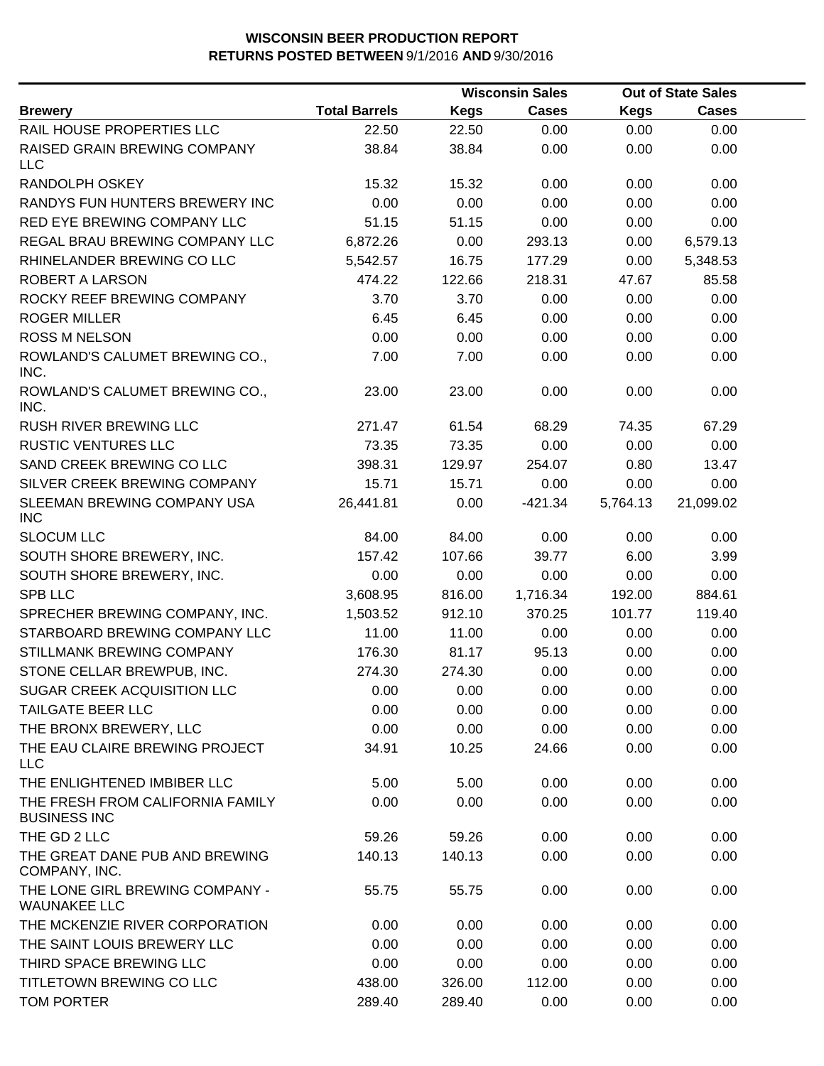**WISCONSIN BEER PRODUCTION REPORT**
**RETURNS POSTED BETWEEN** 9/1/2016 **AND** 9/30/2016

| Brewery | Total Barrels | Wisconsin Sales Kegs | Wisconsin Sales Cases | Out of State Sales Kegs | Out of State Sales Cases |
|---|---|---|---|---|---|
| RAIL HOUSE PROPERTIES LLC | 22.50 | 22.50 | 0.00 | 0.00 | 0.00 |
| RAISED GRAIN BREWING COMPANY LLC | 38.84 | 38.84 | 0.00 | 0.00 | 0.00 |
| RANDOLPH OSKEY | 15.32 | 15.32 | 0.00 | 0.00 | 0.00 |
| RANDYS FUN HUNTERS BREWERY INC | 0.00 | 0.00 | 0.00 | 0.00 | 0.00 |
| RED EYE BREWING COMPANY LLC | 51.15 | 51.15 | 0.00 | 0.00 | 0.00 |
| REGAL BRAU BREWING COMPANY LLC | 6,872.26 | 0.00 | 293.13 | 0.00 | 6,579.13 |
| RHINELANDER BREWING CO LLC | 5,542.57 | 16.75 | 177.29 | 0.00 | 5,348.53 |
| ROBERT A LARSON | 474.22 | 122.66 | 218.31 | 47.67 | 85.58 |
| ROCKY REEF BREWING COMPANY | 3.70 | 3.70 | 0.00 | 0.00 | 0.00 |
| ROGER MILLER | 6.45 | 6.45 | 0.00 | 0.00 | 0.00 |
| ROSS M NELSON | 0.00 | 0.00 | 0.00 | 0.00 | 0.00 |
| ROWLAND'S CALUMET BREWING CO., INC. | 7.00 | 7.00 | 0.00 | 0.00 | 0.00 |
| ROWLAND'S CALUMET BREWING CO., INC. | 23.00 | 23.00 | 0.00 | 0.00 | 0.00 |
| RUSH RIVER BREWING LLC | 271.47 | 61.54 | 68.29 | 74.35 | 67.29 |
| RUSTIC VENTURES LLC | 73.35 | 73.35 | 0.00 | 0.00 | 0.00 |
| SAND CREEK BREWING CO LLC | 398.31 | 129.97 | 254.07 | 0.80 | 13.47 |
| SILVER CREEK BREWING COMPANY | 15.71 | 15.71 | 0.00 | 0.00 | 0.00 |
| SLEEMAN BREWING COMPANY USA INC | 26,441.81 | 0.00 | -421.34 | 5,764.13 | 21,099.02 |
| SLOCUM LLC | 84.00 | 84.00 | 0.00 | 0.00 | 0.00 |
| SOUTH SHORE BREWERY, INC. | 157.42 | 107.66 | 39.77 | 6.00 | 3.99 |
| SOUTH SHORE BREWERY, INC. | 0.00 | 0.00 | 0.00 | 0.00 | 0.00 |
| SPB LLC | 3,608.95 | 816.00 | 1,716.34 | 192.00 | 884.61 |
| SPRECHER BREWING COMPANY, INC. | 1,503.52 | 912.10 | 370.25 | 101.77 | 119.40 |
| STARBOARD BREWING COMPANY LLC | 11.00 | 11.00 | 0.00 | 0.00 | 0.00 |
| STILLMANK BREWING COMPANY | 176.30 | 81.17 | 95.13 | 0.00 | 0.00 |
| STONE CELLAR BREWPUB, INC. | 274.30 | 274.30 | 0.00 | 0.00 | 0.00 |
| SUGAR CREEK ACQUISITION LLC | 0.00 | 0.00 | 0.00 | 0.00 | 0.00 |
| TAILGATE BEER LLC | 0.00 | 0.00 | 0.00 | 0.00 | 0.00 |
| THE BRONX BREWERY, LLC | 0.00 | 0.00 | 0.00 | 0.00 | 0.00 |
| THE EAU CLAIRE BREWING PROJECT LLC | 34.91 | 10.25 | 24.66 | 0.00 | 0.00 |
| THE ENLIGHTENED IMBIBER LLC | 5.00 | 5.00 | 0.00 | 0.00 | 0.00 |
| THE FRESH FROM CALIFORNIA FAMILY BUSINESS INC | 0.00 | 0.00 | 0.00 | 0.00 | 0.00 |
| THE GD 2 LLC | 59.26 | 59.26 | 0.00 | 0.00 | 0.00 |
| THE GREAT DANE PUB AND BREWING COMPANY, INC. | 140.13 | 140.13 | 0.00 | 0.00 | 0.00 |
| THE LONE GIRL BREWING COMPANY - WAUNAKEE LLC | 55.75 | 55.75 | 0.00 | 0.00 | 0.00 |
| THE MCKENZIE RIVER CORPORATION | 0.00 | 0.00 | 0.00 | 0.00 | 0.00 |
| THE SAINT LOUIS BREWERY LLC | 0.00 | 0.00 | 0.00 | 0.00 | 0.00 |
| THIRD SPACE BREWING LLC | 0.00 | 0.00 | 0.00 | 0.00 | 0.00 |
| TITLETOWN BREWING CO LLC | 438.00 | 326.00 | 112.00 | 0.00 | 0.00 |
| TOM PORTER | 289.40 | 289.40 | 0.00 | 0.00 | 0.00 |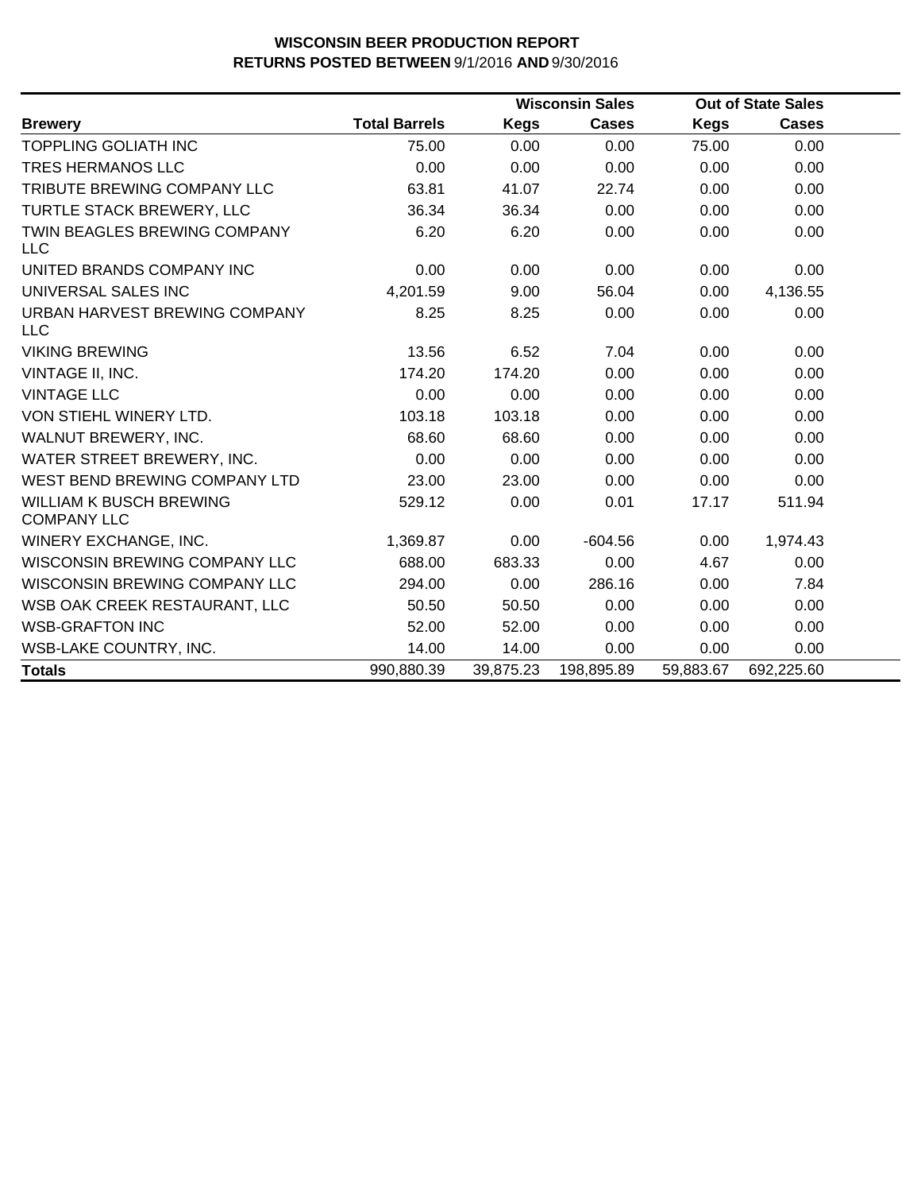**WISCONSIN BEER PRODUCTION REPORT**
**RETURNS POSTED BETWEEN** 9/1/2016 **AND** 9/30/2016

| | | Wisconsin Sales | | Out of State Sales | |
|---|---|---|---|---|---|
| **Brewery** | **Total Barrels** | **Kegs** | **Cases** | **Kegs** | **Cases** |
| TOPPLING GOLIATH INC | 75.00 | 0.00 | 0.00 | 75.00 | 0.00 |
| TRES HERMANOS LLC | 0.00 | 0.00 | 0.00 | 0.00 | 0.00 |
| TRIBUTE BREWING COMPANY LLC | 63.81 | 41.07 | 22.74 | 0.00 | 0.00 |
| TURTLE STACK BREWERY, LLC | 36.34 | 36.34 | 0.00 | 0.00 | 0.00 |
| TWIN BEAGLES BREWING COMPANY LLC | 6.20 | 6.20 | 0.00 | 0.00 | 0.00 |
| UNITED BRANDS COMPANY INC | 0.00 | 0.00 | 0.00 | 0.00 | 0.00 |
| UNIVERSAL SALES INC | 4,201.59 | 9.00 | 56.04 | 0.00 | 4,136.55 |
| URBAN HARVEST BREWING COMPANY LLC | 8.25 | 8.25 | 0.00 | 0.00 | 0.00 |
| VIKING BREWING | 13.56 | 6.52 | 7.04 | 0.00 | 0.00 |
| VINTAGE II, INC. | 174.20 | 174.20 | 0.00 | 0.00 | 0.00 |
| VINTAGE LLC | 0.00 | 0.00 | 0.00 | 0.00 | 0.00 |
| VON STIEHL WINERY LTD. | 103.18 | 103.18 | 0.00 | 0.00 | 0.00 |
| WALNUT BREWERY, INC. | 68.60 | 68.60 | 0.00 | 0.00 | 0.00 |
| WATER STREET BREWERY, INC. | 0.00 | 0.00 | 0.00 | 0.00 | 0.00 |
| WEST BEND BREWING COMPANY LTD | 23.00 | 23.00 | 0.00 | 0.00 | 0.00 |
| WILLIAM K BUSCH BREWING COMPANY LLC | 529.12 | 0.00 | 0.01 | 17.17 | 511.94 |
| WINERY EXCHANGE, INC. | 1,369.87 | 0.00 | -604.56 | 0.00 | 1,974.43 |
| WISCONSIN BREWING COMPANY LLC | 688.00 | 683.33 | 0.00 | 4.67 | 0.00 |
| WISCONSIN BREWING COMPANY LLC | 294.00 | 0.00 | 286.16 | 0.00 | 7.84 |
| WSB OAK CREEK RESTAURANT, LLC | 50.50 | 50.50 | 0.00 | 0.00 | 0.00 |
| WSB-GRAFTON INC | 52.00 | 52.00 | 0.00 | 0.00 | 0.00 |
| WSB-LAKE COUNTRY, INC. | 14.00 | 14.00 | 0.00 | 0.00 | 0.00 |
| **Totals** | 990,880.39 | 39,875.23 | 198,895.89 | 59,883.67 | 692,225.60 |